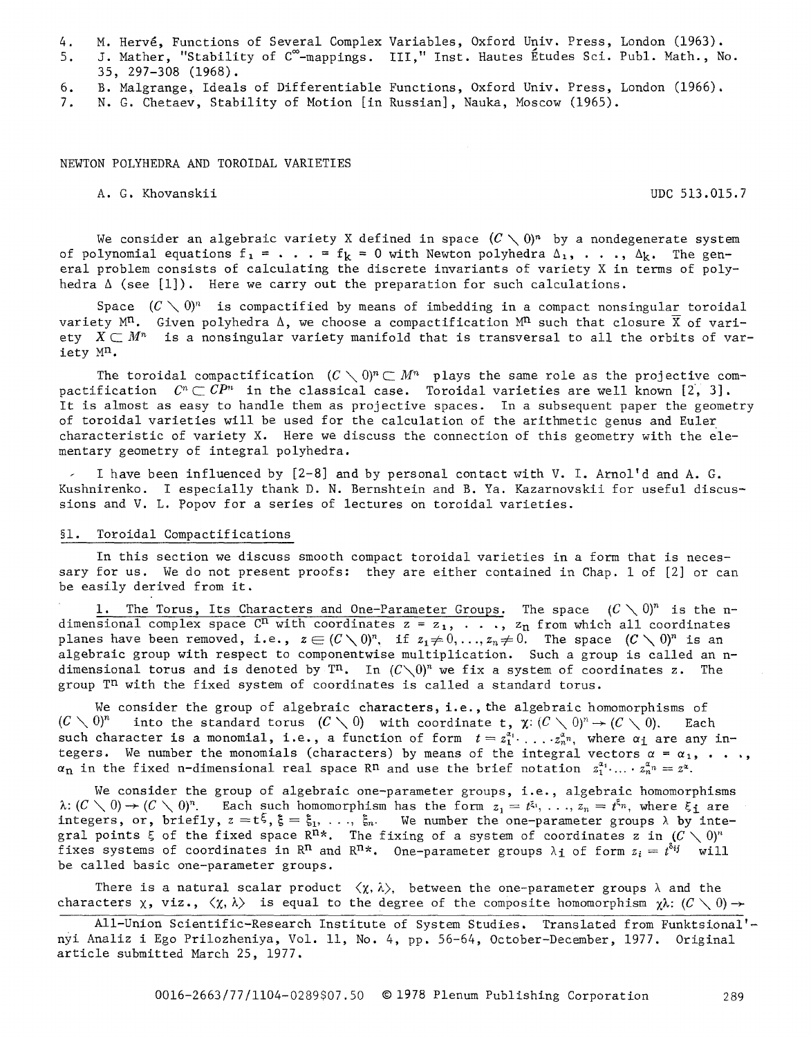4. M. Hervé, Functions of Several Complex Variables, Oxford Univ. Press, London (1963).
5. J. Mather, "Stability of $C^\infty$-mappings. III," Inst. Hautes Études Sci. Publ. Math., No. 35, 297-308 (1968).
6. B. Malgrange, Ideals of Differentiable Functions, Oxford Univ. Press, London (1966).
7. N. G. Chetaev, Stability of Motion [in Russian], Nauka, Moscow (1965).

# NEWTON POLYHEDRA AND TOROIDAL VARIETIES

A. G. Khovanskii

UDC 513.015.7

We consider an algebraic variety X defined in space $(C \setminus 0)^n$ by a nondegenerate system of polynomial equations $f_1 = \ldots = f_k = 0$ with Newton polyhedra $\Delta_1, \ldots, \Delta_k$. The general problem consists of calculating the discrete invariants of variety X in terms of polyhedra $\Delta$ (see [1]). Here we carry out the preparation for such calculations.

Space $(C \setminus 0)^n$ is compactified by means of imbedding in a compact nonsingular toroidal variety $M^n$. Given polyhedra $\Delta$, we choose a compactification $M^n$ such that closure $\overline{X}$ of variety $X \subset M^n$ is a nonsingular variety manifold that is transversal to all the orbits of variety $M^n$.

The toroidal compactification $(C \setminus 0)^n \subset M^n$ plays the same role as the projective compactification $C^n \subset CP^n$ in the classical case. Toroidal varieties are well known [2, 3]. It is almost as easy to handle them as projective spaces. In a subsequent paper the geometry of toroidal varieties will be used for the calculation of the arithmetic genus and Euler characteristic of variety X. Here we discuss the connection of this geometry with the elementary geometry of integral polyhedra.

I have been influenced by [2-8] and by personal contact with V. I. Arnol'd and A. G. Kushnirenko. I especially thank D. N. Bernshtein and B. Ya. Kazarnovskii for useful discussions and V. L. Popov for a series of lectures on toroidal varieties.

## §1. Toroidal Compactifications

In this section we discuss smooth compact toroidal varieties in a form that is necessary for us. We do not present proofs: they are either contained in Chap. 1 of [2] or can be easily derived from it.

1. The Torus, Its Characters and One-Parameter Groups. The space $(C \setminus 0)^n$ is the n-dimensional complex space $C^n$ with coordinates $z = z_1, \ldots, z_n$ from which all coordinates planes have been removed, i.e., $z \in (C \setminus 0)^n$, if $z_1 \neq 0, \ldots, z_n \neq 0$. The space $(C \setminus 0)^n$ is an algebraic group with respect to componentwise multiplication. Such a group is called an n-dimensional torus and is denoted by $T^n$. In $(C \setminus 0)^n$ we fix a system of coordinates z. The group $T^n$ with the fixed system of coordinates is called a standard torus.

We consider the group of algebraic characters, i.e., the algebraic homomorphisms of $(C \setminus 0)^n$ into the standard torus $(C \setminus 0)$ with coordinate t, $\chi: (C \setminus 0)^n \to (C \setminus 0)$. Each such character is a monomial, i.e., a function of form $t = z_1^{\alpha_1} \cdot \ldots \cdot z_n^{\alpha_n}$, where $\alpha_i$ are any integers. We number the monomials (characters) by means of the integral vectors $\alpha = \alpha_1, \ldots, \alpha_n$ in the fixed n-dimensional real space $R^n$ and use the brief notation $z_1^{\alpha_1} \cdot \ldots \cdot z_n^{\alpha_n} = z^\alpha$.

We consider the group of algebraic one-parameter groups, i.e., algebraic homomorphisms $\lambda: (C \setminus 0) \to (C \setminus 0)^n$. Each such homomorphism has the form $z_1 = t^{\xi_1}, \ldots, z_n = t^{\xi_n}$, where $\xi_i$ are integers, or, briefly, $z = t^\xi$, $\xi = \xi_1, \ldots, \xi_n$. We number the one-parameter groups $\lambda$ by integral points $\xi$ of the fixed space $R^{n*}$. The fixing of a system of coordinates z in $(C \setminus 0)^n$ fixes systems of coordinates in $R^n$ and $R^{n*}$. One-parameter groups $\lambda_i$ of form $z_i = t^{\delta_{ij}}$ will be called basic one-parameter groups.

There is a natural scalar product $\langle \chi, \lambda \rangle$, between the one-parameter groups $\lambda$ and the characters $\chi$, viz., $\langle \chi, \lambda \rangle$ is equal to the degree of the composite homomorphism $\chi\lambda: (C \setminus 0) \to$

All-Union Scientific-Research Institute of System Studies. Translated from Funktsional'nyi Analiz i Ego Prilozheniya, Vol. 11, No. 4, pp. 56-64, October-December, 1977. Original article submitted March 25, 1977.

0016-2663/77/1104-0289\$07.50 © 1978 Plenum Publishing Corporation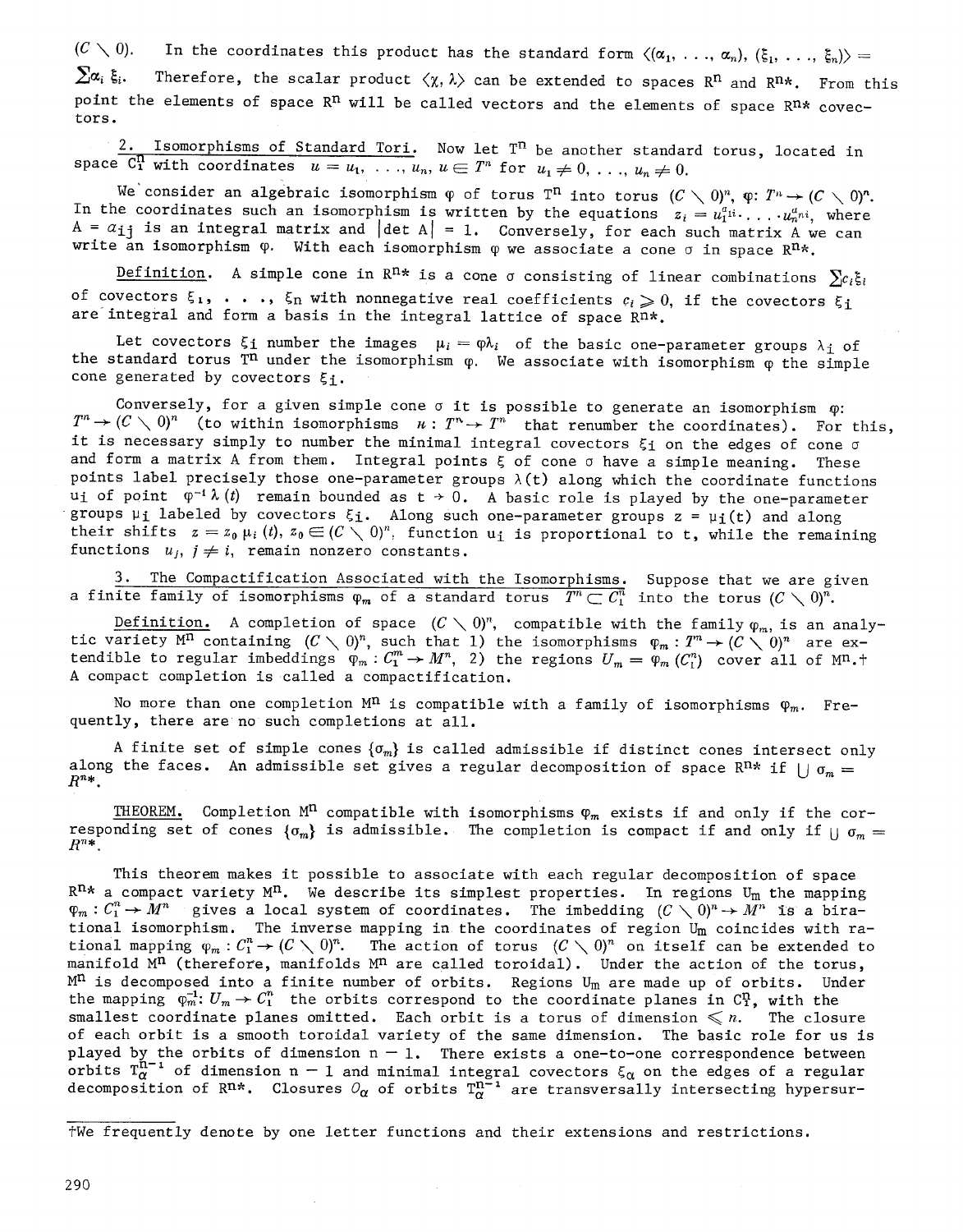$(C \setminus 0)$. In the coordinates this product has the standard form $\langle(\alpha_1, \ldots, \alpha_n), (\xi_1, \ldots, \xi_n)\rangle = \sum \alpha_i \xi_i$. Therefore, the scalar product $\langle\chi, \lambda\rangle$ can be extended to spaces $R^n$ and $R^{n*}$. From this point the elements of space $R^n$ will be called vectors and the elements of space $R^{n*}$ covectors.

**2. Isomorphisms of Standard Tori.** Now let $T^n$ be another standard torus, located in space $C_1^n$ with coordinates $u = u_1, \ldots, u_n$, $u \in T^n$ for $u_1 \neq 0, \ldots, u_n \neq 0$.

We consider an algebraic isomorphism $\varphi$ of torus $T^n$ into torus $(C \setminus 0)^n$, $\varphi: T^n \to (C \setminus 0)^n$. In the coordinates such an isomorphism is written by the equations $z_i = u_1^{a_{1i}} \cdot \ldots \cdot u_n^{a_{ni}}$, where $A = a_{ij}$ is an integral matrix and $|\det A| = 1$. Conversely, for each such matrix A we can write an isomorphism $\varphi$. With each isomorphism $\varphi$ we associate a cone $\sigma$ in space $R^{n*}$.

Definition. A simple cone in $R^{n*}$ is a cone $\sigma$ consisting of linear combinations $\sum c_i \xi_i$ of covectors $\xi_1, \ldots, \xi_n$ with nonnegative real coefficients $c_i \geqslant 0$, if the covectors $\xi_i$ are integral and form a basis in the integral lattice of space $R^{n*}$.

Let covectors $\xi_i$ number the images $\mu_i = \varphi\lambda_i$ of the basic one-parameter groups $\lambda_i$ of the standard torus $T^n$ under the isomorphism $\varphi$. We associate with isomorphism $\varphi$ the simple cone generated by covectors $\xi_i$.

Conversely, for a given simple cone $\sigma$ it is possible to generate an isomorphism $\varphi$: $T^n \to (C \setminus 0)^n$ (to within isomorphisms $u: T^n \to T^n$ that renumber the coordinates). For this, it is necessary simply to number the minimal integral covectors $\xi_i$ on the edges of cone $\sigma$ and form a matrix A from them. Integral points $\xi$ of cone $\sigma$ have a simple meaning. These points label precisely those one-parameter groups $\lambda(t)$ along which the coordinate functions $u_i$ of point $\varphi^{-1}\lambda(t)$ remain bounded as $t \to 0$. A basic role is played by the one-parameter groups $\mu_i$ labeled by covectors $\xi_i$. Along such one-parameter groups $z = \mu_i(t)$ and along their shifts $z = z_0 \mu_i(t)$, $z_0 \in (C \setminus 0)^n$, function $u_i$ is proportional to t, while the remaining functions $u_j$, $j \neq i$, remain nonzero constants.

**3. The Compactification Associated with the Isomorphisms.** Suppose that we are given a finite family of isomorphisms $\varphi_m$ of a standard torus $T^n \subset C_1^n$ into the torus $(C \setminus 0)^n$.

Definition. A completion of space $(C \setminus 0)^n$, compatible with the family $\varphi_m$, is an analytic variety $M^n$ containing $(C \setminus 0)^n$, such that 1) the isomorphisms $\varphi_m: T^n \to (C \setminus 0)^n$ are extendible to regular imbeddings $\varphi_m: C_1^m \to M^n$, 2) the regions $U_m = \varphi_m(C_1^n)$ cover all of $M^n$.† A compact completion is called a compactification.

No more than one completion $M^n$ is compatible with a family of isomorphisms $\varphi_m$. Frequently, there are no such completions at all.

A finite set of simple cones $\{\sigma_m\}$ is called admissible if distinct cones intersect only along the faces. An admissible set gives a regular decomposition of space $R^{n*}$ if $\bigcup \sigma_m = R^{n*}$.

THEOREM. Completion $M^n$ compatible with isomorphisms $\varphi_m$ exists if and only if the corresponding set of cones $\{\sigma_m\}$ is admissible. The completion is compact if and only if $\bigcup \sigma_m = R^{n*}$.

This theorem makes it possible to associate with each regular decomposition of space $R^{n*}$ a compact variety $M^n$. We describe its simplest properties. In regions $U_m$ the mapping $\varphi_m: C_1^n \to M^n$ gives a local system of coordinates. The imbedding $(C \setminus 0)^n \to M^n$ is a birational isomorphism. The inverse mapping in the coordinates of region $U_m$ coincides with rational mapping $\varphi_m: C_1^n \to (C \setminus 0)^n$. The action of torus $(C \setminus 0)^n$ on itself can be extended to manifold $M^n$ (therefore, manifolds $M^n$ are called toroidal). Under the action of the torus, $M^n$ is decomposed into a finite number of orbits. Regions $U_m$ are made up of orbits. Under the mapping $\varphi_m^{-1}: U_m \to C_1^n$ the orbits correspond to the coordinate planes in $C_1^n$, with the smallest coordinate planes omitted. Each orbit is a torus of dimension $\leqslant n$. The closure of each orbit is a smooth toroidal variety of the same dimension. The basic role for us is played by the orbits of dimension $n - 1$. There exists a one-to-one correspondence between orbits $T_\alpha^{n-1}$ of dimension $n - 1$ and minimal integral covectors $\xi_\alpha$ on the edges of a regular decomposition of $R^{n*}$. Closures $O_\alpha$ of orbits $T_\alpha^{n-1}$ are transversally intersecting hypersur-

---

†We frequently denote by one letter functions and their extensions and restrictions.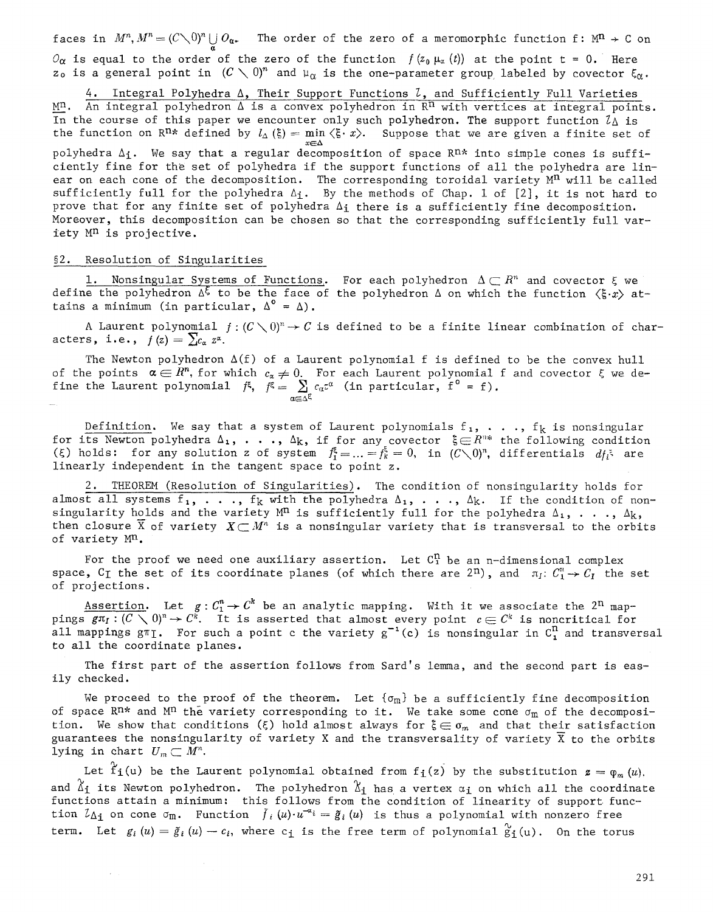faces in $M^n$, $M^n = (C\setminus 0)^n \bigcup_\alpha O_\alpha$. The order of the zero of a meromorphic function $f: M^n \to C$ on $O_\alpha$ is equal to the order of the zero of the function $f(z_0 \mu_\alpha(t))$ at the point $t = 0$. Here $z_0$ is a general point in $(C \setminus 0)^n$ and $\mu_\alpha$ is the one-parameter group labeled by covector $\xi_\alpha$.

4. Integral Polyhedra $\Delta$, Their Support Functions $l$, and Sufficiently Full Varieties $M^n$. An integral polyhedron $\Delta$ is a convex polyhedron in $R^n$ with vertices at integral points. In the course of this paper we encounter only such polyhedron. The support function $l_\Delta$ is the function on $R^{n*}$ defined by $l_\Delta(\xi) = \min_{x \in \Delta} \langle \xi \cdot x \rangle$. Suppose that we are given a finite set of polyhedra $\Delta_i$. We say that a regular decomposition of space $R^{n*}$ into simple cones is sufficiently fine for the set of polyhedra if the support functions of all the polyhedra are linear on each cone of the decomposition. The corresponding toroidal variety $M^n$ will be called sufficiently full for the polyhedra $\Delta_i$. By the methods of Chap. 1 of [2], it is not hard to prove that for any finite set of polyhedra $\Delta_i$ there is a sufficiently fine decomposition. Moreover, this decomposition can be chosen so that the corresponding sufficiently full variety $M^n$ is projective.

## §2. Resolution of Singularities

1. Nonsingular Systems of Functions. For each polyhedron $\Delta \subset R^n$ and covector $\xi$ we define the polyhedron $\Delta^\xi$ to be the face of the polyhedron $\Delta$ on which the function $\langle \xi \cdot x \rangle$ attains a minimum (in particular, $\Delta^0 = \Delta$).

A Laurent polynomial $f: (C \setminus 0)^n \to C$ is defined to be a finite linear combination of characters, i.e., $f(z) = \sum c_\alpha z^\alpha$.

The Newton polyhedron $\Delta(f)$ of a Laurent polynomial f is defined to be the convex hull of the points $\alpha \in R^n$, for which $c_\alpha \neq 0$. For each Laurent polynomial f and covector $\xi$ we define the Laurent polynomial $f^\xi$, $f^\xi = \sum_{\alpha \in \Delta^\xi} c_\alpha z^\alpha$ (in particular, $f^0 = f$).

Definition. We say that a system of Laurent polynomials $f_1, \ldots, f_k$ is nonsingular for its Newton polyhedra $\Delta_1, \ldots, \Delta_k$, if for any covector $\xi \in R^{n*}$ the following condition ($\xi$) holds: for any solution z of system $f_1^\xi = \ldots = f_k^\xi = 0$, in $(C \setminus 0)^n$, differentials $df_i^\xi$ are linearly independent in the tangent space to point z.

2. THEOREM (Resolution of Singularities). The condition of nonsingularity holds for almost all systems $f_1, \ldots, f_k$ with the polyhedra $\Delta_1, \ldots, \Delta_k$. If the condition of nonsingularity holds and the variety $M^n$ is sufficiently full for the polyhedra $\Delta_1, \ldots, \Delta_k$, then closure $\bar{X}$ of variety $X \subset M^n$ is a nonsingular variety that is transversal to the orbits of variety $M^n$.

For the proof we need one auxiliary assertion. Let $C_1^n$ be an n-dimensional complex space, $C_I$ the set of its coordinate planes (of which there are $2^n$), and $\pi_I: C_1^n \to C_I$ the set of projections.

Assertion. Let $g: C_1^n \to C^k$ be an analytic mapping. With it we associate the $2^n$ mappings $g\pi_I: (C \setminus 0)^n \to C^k$. It is asserted that almost every point $c \in C^k$ is noncritical for all mappings $g\pi_I$. For such a point c the variety $g^{-1}(c)$ is nonsingular in $C_1^n$ and transversal to all the coordinate planes.

The first part of the assertion follows from Sard's lemma, and the second part is easily checked.

We proceed to the proof of the theorem. Let $\{\sigma_m\}$ be a sufficiently fine decomposition of space $R^{n*}$ and $M^n$ the variety corresponding to it. We take some cone $\sigma_m$ of the decomposition. We show that conditions ($\xi$) hold almost always for $\xi \in \sigma_m$ and that their satisfaction guarantees the nonsingularity of variety X and the transversality of variety $\bar{X}$ to the orbits lying in chart $U_m \subset M^n$.

Let $\tilde{f}_i(u)$ be the Laurent polynomial obtained from $f_i(z)$ by the substitution $z = \varphi_m(u)$, and $\tilde{\Delta}_i$ its Newton polyhedron. The polyhedron $\tilde{\Delta}_i$ has a vertex $\alpha_i$ on which all the coordinate functions attain a minimum: this follows from the condition of linearity of support function $l_{\Delta_i}$ on cone $\sigma_m$. Function $\tilde{f}_i(u) \cdot u^{-\alpha_i} = \tilde{g}_i(u)$ is thus a polynomial with nonzero free term. Let $g_i(u) = \tilde{g}_i(u) - c_i$, where $c_i$ is the free term of polynomial $\tilde{g}_i(u)$. On the torus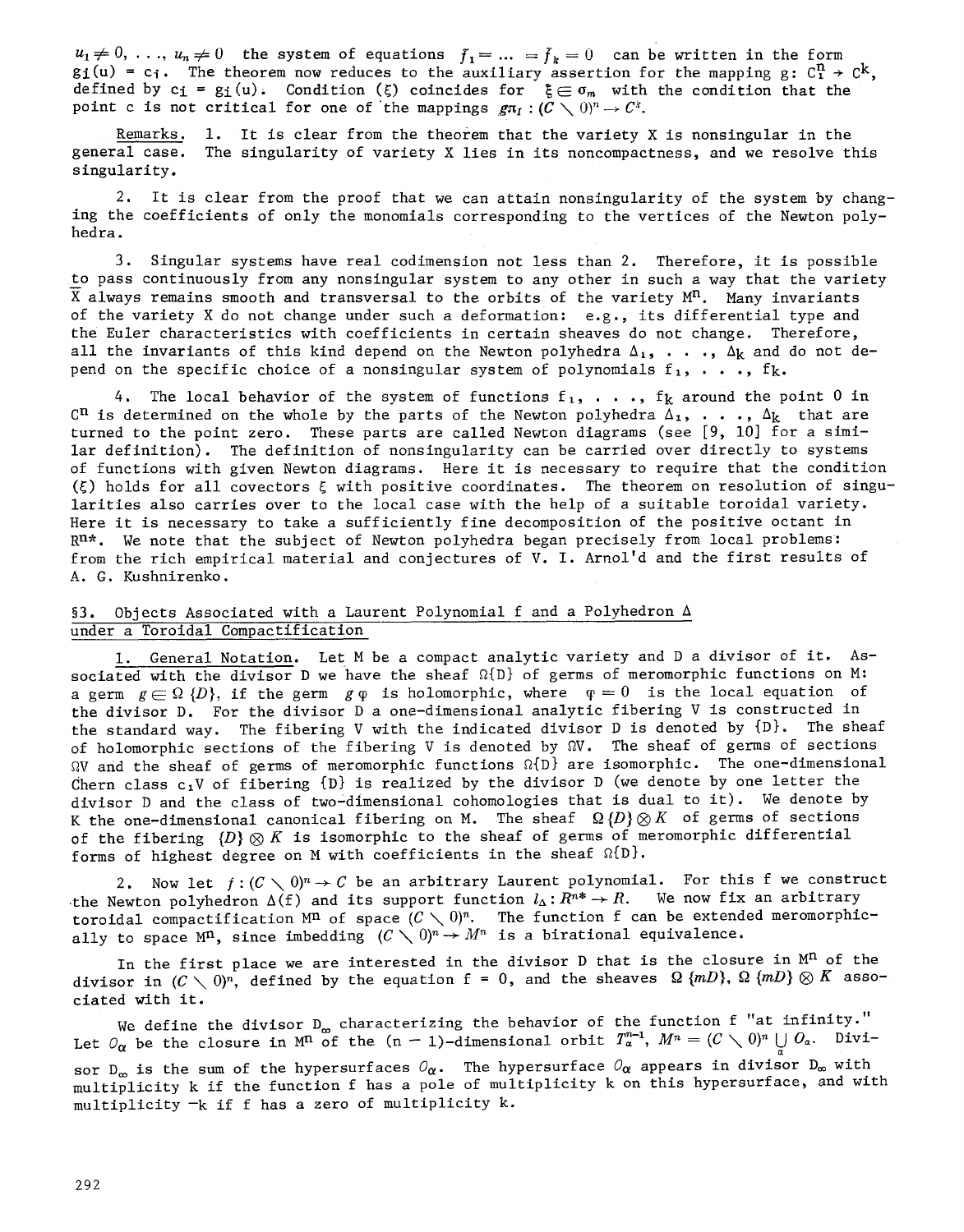$u_1 \neq 0, \ldots, u_n \neq 0$ the system of equations $f_1 = \ldots = f_k = 0$ can be written in the form $g_i(u) = c_i$. The theorem now reduces to the auxiliary assertion for the mapping $g: C_1^n \to C^k$, defined by $c_i = g_i(u)$. Condition ($\xi$) coincides for $\xi \in \sigma_m$ with the condition that the point c is not critical for one of the mappings $g\pi_I : (C \setminus 0)^n \to C^k$.

Remarks. 1. It is clear from the theorem that the variety X is nonsingular in the general case. The singularity of variety X lies in its noncompactness, and we resolve this singularity.

2. It is clear from the proof that we can attain nonsingularity of the system by changing the coefficients of only the monomials corresponding to the vertices of the Newton polyhedra.

3. Singular systems have real codimension not less than 2. Therefore, it is possible to pass continuously from any nonsingular system to any other in such a way that the variety X always remains smooth and transversal to the orbits of the variety $M^n$. Many invariants of the variety X do not change under such a deformation: e.g., its differential type and the Euler characteristics with coefficients in certain sheaves do not change. Therefore, all the invariants of this kind depend on the Newton polyhedra $\Delta_1, \ldots, \Delta_k$ and do not depend on the specific choice of a nonsingular system of polynomials $f_1, \ldots, f_k$.

4. The local behavior of the system of functions $f_1, \ldots, f_k$ around the point 0 in $C^n$ is determined on the whole by the parts of the Newton polyhedra $\Delta_1, \ldots, \Delta_k$ that are turned to the point zero. These parts are called Newton diagrams (see [9, 10] for a similar definition). The definition of nonsingularity can be carried over directly to systems of functions with given Newton diagrams. Here it is necessary to require that the condition ($\xi$) holds for all covectors $\xi$ with positive coordinates. The theorem on resolution of singularities also carries over to the local case with the help of a suitable toroidal variety. Here it is necessary to take a sufficiently fine decomposition of the positive octant in $R^{n*}$. We note that the subject of Newton polyhedra began precisely from local problems: from the rich empirical material and conjectures of V. I. Arnol'd and the first results of A. G. Kushnirenko.

## §3. Objects Associated with a Laurent Polynomial f and a Polyhedron $\Delta$ under a Toroidal Compactification

1. General Notation. Let M be a compact analytic variety and D a divisor of it. Associated with the divisor D we have the sheaf $\Omega\{D\}$ of germs of meromorphic functions on M: a germ $g \in \Omega\{D\}$, if the germ $g\varphi$ is holomorphic, where $\varphi = 0$ is the local equation of the divisor D. For the divisor D a one-dimensional analytic fibering V is constructed in the standard way. The fibering V with the indicated divisor D is denoted by {D}. The sheaf of holomorphic sections of the fibering V is denoted by $\Omega V$. The sheaf of germs of sections $\Omega V$ and the sheaf of germs of meromorphic functions $\Omega\{D\}$ are isomorphic. The one-dimensional Chern class $c_1 V$ of fibering {D} is realized by the divisor D (we denote by one letter the divisor D and the class of two-dimensional cohomologies that is dual to it). We denote by K the one-dimensional canonical fibering on M. The sheaf $\Omega\{D\} \otimes K$ of germs of sections of the fibering $\{D\} \otimes K$ is isomorphic to the sheaf of germs of meromorphic differential forms of highest degree on M with coefficients in the sheaf $\Omega\{D\}$.

2. Now let $f : (C \setminus 0)^n \to C$ be an arbitrary Laurent polynomial. For this f we construct the Newton polyhedron $\Delta(f)$ and its support function $l_\Delta : R^{n*} \to R$. We now fix an arbitrary toroidal compactification $M^n$ of space $(C \setminus 0)^n$. The function f can be extended meromorphically to space $M^n$, since imbedding $(C \setminus 0)^n \to M^n$ is a birational equivalence.

In the first place we are interested in the divisor D that is the closure in $M^n$ of the divisor in $(C \setminus 0)^n$, defined by the equation f = 0, and the sheaves $\Omega\{mD\}$, $\Omega\{mD\} \otimes K$ associated with it.

We define the divisor $D_\infty$ characterizing the behavior of the function f "at infinity." Let $O_\alpha$ be the closure in $M^n$ of the (n − 1)-dimensional orbit $T_\alpha^{n-1}$, $M^n = (C \setminus 0)^n \bigcup_\alpha O_\alpha$. Divisor $D_\infty$ is the sum of the hypersurfaces $O_\alpha$. The hypersurface $O_\alpha$ appears in divisor $D_\infty$ with multiplicity k if the function f has a pole of multiplicity k on this hypersurface, and with multiplicity −k if f has a zero of multiplicity k.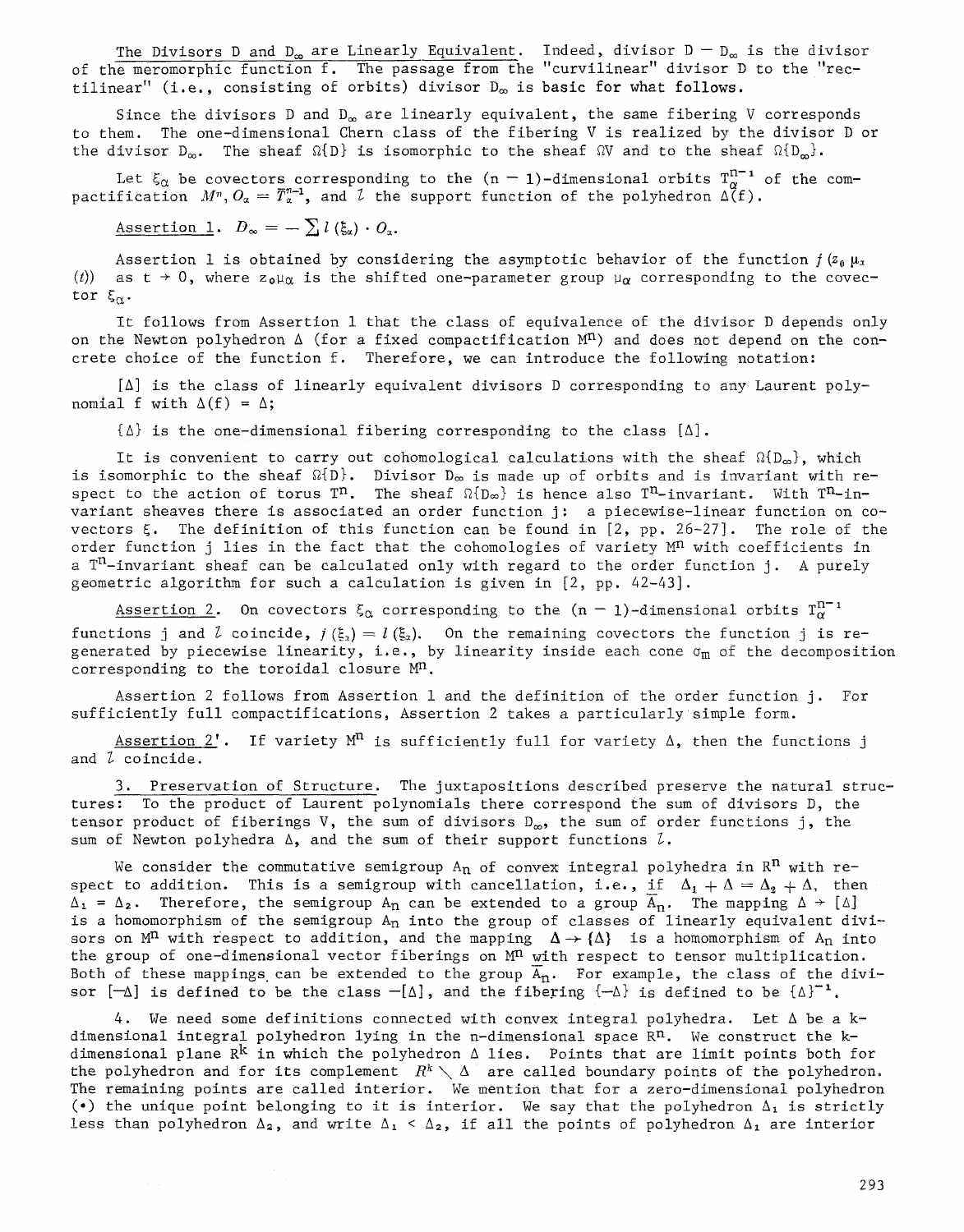The Divisors D and $D_\infty$ are Linearly Equivalent. Indeed, divisor $D - D_\infty$ is the divisor of the meromorphic function f. The passage from the "curvilinear" divisor D to the "rectilinear" (i.e., consisting of orbits) divisor $D_\infty$ is basic for what follows.

Since the divisors D and $D_\infty$ are linearly equivalent, the same fibering V corresponds to them. The one-dimensional Chern class of the fibering V is realized by the divisor D or the divisor $D_\infty$. The sheaf $\Omega\{D\}$ is isomorphic to the sheaf $\Omega V$ and to the sheaf $\Omega\{D_\infty\}$.

Let $\xi_\alpha$ be covectors corresponding to the (n − 1)-dimensional orbits $T_\alpha^{n-1}$ of the compactification $M^n$, $O_\alpha = \overline{T}_\alpha^{n-1}$, and $l$ the support function of the polyhedron $\Delta(f)$.

Assertion 1. $D_\infty = -\sum l(\xi_\alpha) \cdot O_\alpha$.

Assertion 1 is obtained by considering the asymptotic behavior of the function $f(z_0 \mu_\alpha(t))$ as $t \to 0$, where $z_0\mu_\alpha$ is the shifted one-parameter group $\mu_\alpha$ corresponding to the covector $\xi_\alpha$.

It follows from Assertion 1 that the class of equivalence of the divisor D depends only on the Newton polyhedron $\Delta$ (for a fixed compactification $M^n$) and does not depend on the concrete choice of the function f. Therefore, we can introduce the following notation:

$[\Delta]$ is the class of linearly equivalent divisors D corresponding to any Laurent polynomial f with $\Delta(f) = \Delta$;

$\{\Delta\}$ is the one-dimensional fibering corresponding to the class $[\Delta]$.

It is convenient to carry out cohomological calculations with the sheaf $\Omega\{D_\infty\}$, which is isomorphic to the sheaf $\Omega\{D\}$. Divisor $D_\infty$ is made up of orbits and is invariant with respect to the action of torus $T^n$. The sheaf $\Omega\{D_\infty\}$ is hence also $T^n$-invariant. With $T^n$-invariant sheaves there is associated an order function j: a piecewise-linear function on covectors $\xi$. The definition of this function can be found in [2, pp. 26-27]. The role of the order function j lies in the fact that the cohomologies of variety $M^n$ with coefficients in a $T^n$-invariant sheaf can be calculated only with regard to the order function j. A purely geometric algorithm for such a calculation is given in [2, pp. 42-43].

Assertion 2. On covectors $\xi_\alpha$ corresponding to the (n − 1)-dimensional orbits $T_\alpha^{n-1}$ functions j and $l$ coincide, $j(\xi_\alpha) = l(\xi_\alpha)$. On the remaining covectors the function j is regenerated by piecewise linearity, i.e., by linearity inside each cone $\sigma_m$ of the decomposition corresponding to the toroidal closure $M^n$.

Assertion 2 follows from Assertion 1 and the definition of the order function j. For sufficiently full compactifications, Assertion 2 takes a particularly simple form.

Assertion 2'. If variety $M^n$ is sufficiently full for variety $\Delta$, then the functions j and $l$ coincide.

3. Preservation of Structure. The juxtapositions described preserve the natural structures: To the product of Laurent polynomials there correspond the sum of divisors D, the tensor product of fiberings V, the sum of divisors $D_\infty$, the sum of order functions j, the sum of Newton polyhedra $\Delta$, and the sum of their support functions $l$.

We consider the commutative semigroup $A_n$ of convex integral polyhedra in $R^n$ with respect to addition. This is a semigroup with cancellation, i.e., if $\Delta_1 + \Delta = \Delta_2 + \Delta$, then $\Delta_1 = \Delta_2$. Therefore, the semigroup $A_n$ can be extended to a group $\overline{A}_n$. The mapping $\Delta \to [\Delta]$ is a homomorphism of the semigroup $A_n$ into the group of classes of linearly equivalent divisors on $M^n$ with respect to addition, and the mapping $\Delta \to \{\Delta\}$ is a homomorphism of $A_n$ into the group of one-dimensional vector fiberings on $M^n$ with respect to tensor multiplication. Both of these mappings can be extended to the group $\overline{A}_n$. For example, the class of the divisor $[-\Delta]$ is defined to be the class $-[\Delta]$, and the fibering $\{-\Delta\}$ is defined to be $\{\Delta\}^{-1}$.

4. We need some definitions connected with convex integral polyhedra. Let $\Delta$ be a k-dimensional integral polyhedron lying in the n-dimensional space $R^n$. We construct the k-dimensional plane $R^k$ in which the polyhedron $\Delta$ lies. Points that are limit points both for the polyhedron and for its complement $R^k \setminus \Delta$ are called boundary points of the polyhedron. The remaining points are called interior. We mention that for a zero-dimensional polyhedron (•) the unique point belonging to it is interior. We say that the polyhedron $\Delta_1$ is strictly less than polyhedron $\Delta_2$, and write $\Delta_1 < \Delta_2$, if all the points of polyhedron $\Delta_1$ are interior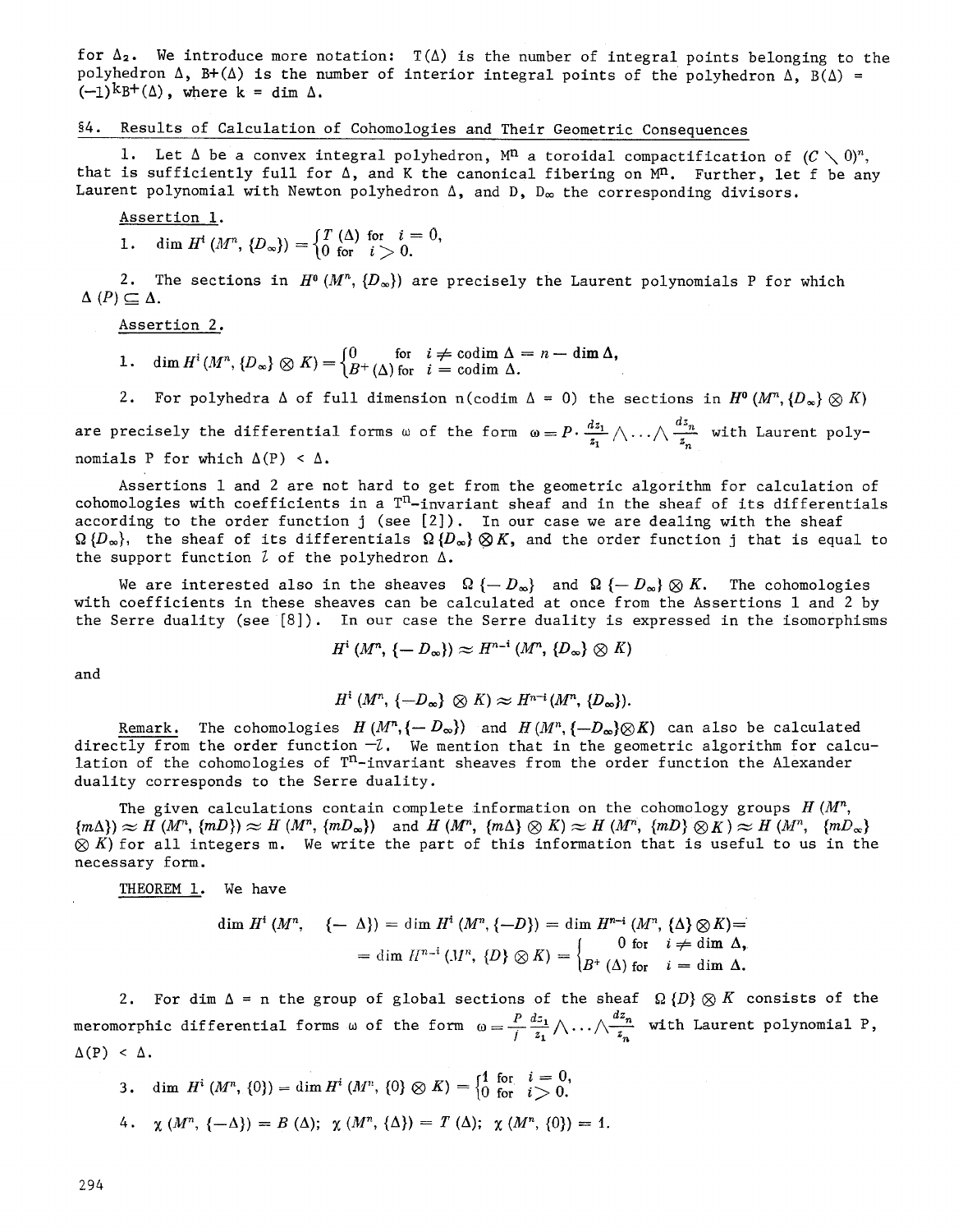for $\Delta_2$. We introduce more notation: $T(\Delta)$ is the number of integral points belonging to the polyhedron $\Delta$, $B^+(\Delta)$ is the number of interior integral points of the polyhedron $\Delta$, $B(\Delta) = (-1)^k B^+(\Delta)$, where $k = \dim \Delta$.

## §4. Results of Calculation of Cohomologies and Their Geometric Consequences

1. Let $\Delta$ be a convex integral polyhedron, $M^n$ a toroidal compactification of $(C \setminus 0)^n$, that is sufficiently full for $\Delta$, and $K$ the canonical fibering on $M^n$. Further, let $f$ be any Laurent polynomial with Newton polyhedron $\Delta$, and $D$, $D_\infty$ the corresponding divisors.

Assertion 1.

1. $\dim H^i(M^n, \{D_\infty\}) = \begin{cases} T(\Delta) & \text{for } i = 0, \\ 0 & \text{for } i > 0. \end{cases}$

2. The sections in $H^0(M^n, \{D_\infty\})$ are precisely the Laurent polynomials $P$ for which $\Delta(P) \subseteq \Delta$.

Assertion 2.

1. $\dim H^i(M^n, \{D_\infty\} \otimes K) = \begin{cases} 0 & \text{for } i \neq \operatorname{codim} \Delta = n - \dim \Delta, \\ B^+(\Delta) & \text{for } i = \operatorname{codim} \Delta. \end{cases}$

2. For polyhedra $\Delta$ of full dimension $n$ ($\operatorname{codim} \Delta = 0$) the sections in $H^0(M^n, \{D_\infty\} \otimes K)$ are precisely the differential forms $\omega$ of the form $\omega = P \cdot \frac{dz_1}{z_1} \wedge \ldots \wedge \frac{dz_n}{z_n}$ with Laurent polynomials $P$ for which $\Delta(P) < \Delta$.

Assertions 1 and 2 are not hard to get from the geometric algorithm for calculation of cohomologies with coefficients in a $T^n$-invariant sheaf and in the sheaf of its differentials according to the order function $j$ (see [2]). In our case we are dealing with the sheaf $\Omega\{D_\infty\}$, the sheaf of its differentials $\Omega\{D_\infty\} \otimes K$, and the order function $j$ that is equal to the support function $l$ of the polyhedron $\Delta$.

We are interested also in the sheaves $\Omega\{-D_\infty\}$ and $\Omega\{-D_\infty\} \otimes K$. The cohomologies with coefficients in these sheaves can be calculated at once from the Assertions 1 and 2 by the Serre duality (see [8]). In our case the Serre duality is expressed in the isomorphisms

$$H^i(M^n, \{-D_\infty\}) \approx H^{n-i}(M^n, \{D_\infty\} \otimes K)$$

and

$$H^i(M^n, \{-D_\infty\} \otimes K) \approx H^{n-i}(M^n, \{D_\infty\}).$$

Remark. The cohomologies $H(M^n, \{-D_\infty\})$ and $H(M^n, \{-D_\infty\} \otimes K)$ can also be calculated directly from the order function $-l$. We mention that in the geometric algorithm for calculation of the cohomologies of $T^n$-invariant sheaves from the order function the Alexander duality corresponds to the Serre duality.

The given calculations contain complete information on the cohomology groups $H(M^n, \{m\Delta\}) \approx H(M^n, \{mD\}) \approx H(M^n, \{mD_\infty\})$ and $H(M^n, \{m\Delta\} \otimes K) \approx H(M^n, \{mD\} \otimes K) \approx H(M^n, \{mD_\infty\} \otimes K)$ for all integers $m$. We write the part of this information that is useful to us in the necessary form.

THEOREM 1. We have

$$\dim H^i(M^n, \{-\Delta\}) = \dim H^i(M^n, \{-D\}) = \dim H^{n-i}(M^n, \{\Delta\} \otimes K) = \dim H^{n-i}(M^n, \{D\} \otimes K) = \begin{cases} 0 & \text{for } i \neq \dim \Delta, \\ B^+(\Delta) & \text{for } i = \dim \Delta. \end{cases}$$

2. For $\dim \Delta = n$ the group of global sections of the sheaf $\Omega\{D\} \otimes K$ consists of the meromorphic differential forms $\omega$ of the form $\omega = \frac{P}{f} \frac{dz_1}{z_1} \wedge \ldots \wedge \frac{dz_n}{z_n}$ with Laurent polynomial $P$, $\Delta(P) < \Delta$.

3. $\dim H^i(M^n, \{0\}) = \dim H^i(M^n, \{0\} \otimes K) = \begin{cases} 1 & \text{for } i = 0, \\ 0 & \text{for } i > 0. \end{cases}$

4. $\chi(M^n, \{-\Delta\}) = B(\Delta)$; $\chi(M^n, \{\Delta\}) = T(\Delta)$; $\chi(M^n, \{0\}) = 1$.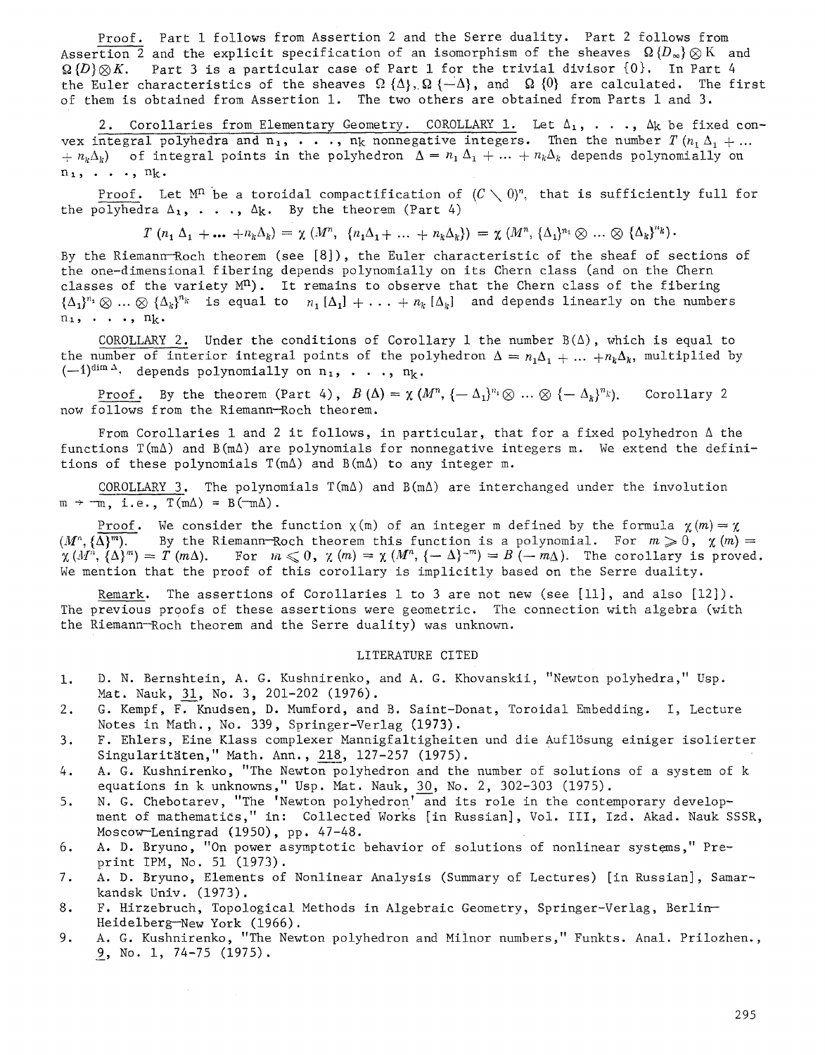Proof. Part 1 follows from Assertion 2 and the Serre duality. Part 2 follows from Assertion 2 and the explicit specification of an isomorphism of the sheaves $\Omega\{D_\infty\}\otimes K$ and $\Omega\{D\}\otimes K$. Part 3 is a particular case of Part 1 for the trivial divisor $\{0\}$. In Part 4 the Euler characteristics of the sheaves $\Omega\{\Delta\}, \Omega\{-\Delta\}$, and $\Omega\{0\}$ are calculated. The first of them is obtained from Assertion 1. The two others are obtained from Parts 1 and 3.

2. Corollaries from Elementary Geometry. COROLLARY 1. Let $\Delta_1, \ldots, \Delta_k$ be fixed convex integral polyhedra and $n_1, \ldots, n_k$ nonnegative integers. Then the number $T(n_1\Delta_1 + \ldots + n_k\Delta_k)$ of integral points in the polyhedron $\Delta = n_1\Delta_1 + \ldots + n_k\Delta_k$ depends polynomially on $n_1, \ldots, n_k$.

Proof. Let $M^n$ be a toroidal compactification of $(C \setminus 0)^n$, that is sufficiently full for the polyhedra $\Delta_1, \ldots, \Delta_k$. By the theorem (Part 4)

$$T(n_1\Delta_1 + \ldots + n_k\Delta_k) = \chi(M^n, \{n_1\Delta_1 + \ldots + n_k\Delta_k\}) = \chi(M^n, \{\Delta_1\}^{n_1}\otimes \ldots \otimes \{\Delta_k\}^{n_k}).$$

By the Riemann–Roch theorem (see [8]), the Euler characteristic of the sheaf of sections of the one-dimensional fibering depends polynomially on its Chern class (and on the Chern classes of the variety $M^n$). It remains to observe that the Chern class of the fibering $\{\Delta_1\}^{n_1}\otimes \ldots \otimes \{\Delta_k\}^{n_k}$ is equal to $n_1[\Delta_1] + \ldots + n_k[\Delta_k]$ and depends linearly on the numbers $n_1, \ldots, n_k$.

COROLLARY 2. Under the conditions of Corollary 1 the number $B(\Delta)$, which is equal to the number of interior integral points of the polyhedron $\Delta = n_1\Delta_1 + \ldots + n_k\Delta_k$, multiplied by $(-1)^{\dim \Delta}$, depends polynomially on $n_1, \ldots, n_k$.

Proof. By the theorem (Part 4), $B(\Delta) = \chi(M^n, \{-\Delta_1\}^{n_1}\otimes \ldots \otimes \{-\Delta_k\}^{n_k})$. Corollary 2 now follows from the Riemann–Roch theorem.

From Corollaries 1 and 2 it follows, in particular, that for a fixed polyhedron $\Delta$ the functions $T(m\Delta)$ and $B(m\Delta)$ are polynomials for nonnegative integers m. We extend the definitions of these polynomials $T(m\Delta)$ and $B(m\Delta)$ to any integer m.

COROLLARY 3. The polynomials $T(m\Delta)$ and $B(m\Delta)$ are interchanged under the involution $m \to -m$, i.e., $T(m\Delta) = B(-m\Delta)$.

Proof. We consider the function $\chi(m)$ of an integer m defined by the formula $\chi(m) = \chi(M^n, \{\Delta\}^m)$. By the Riemann–Roch theorem this function is a polynomial. For $m \geqslant 0$, $\chi(m) = \chi(M^n, \{\Delta\}^m) = T(m\Delta)$. For $m \leqslant 0$, $\chi(m) = \chi(M^n, \{-\Delta\}^{-m}) = B(-m\Delta)$. The corollary is proved. We mention that the proof of this corollary is implicitly based on the Serre duality.

Remark. The assertions of Corollaries 1 to 3 are not new (see [11], and also [12]). The previous proofs of these assertions were geometric. The connection with algebra (with the Riemann–Roch theorem and the Serre duality) was unknown.

## LITERATURE CITED

1. D. N. Bernshtein, A. G. Kushnirenko, and A. G. Khovanskii, "Newton polyhedra," Usp. Mat. Nauk, 31, No. 3, 201-202 (1976).
2. G. Kempf, F. Knudsen, D. Mumford, and B. Saint-Donat, Toroidal Embedding. I, Lecture Notes in Math., No. 339, Springer-Verlag (1973).
3. F. Ehlers, Eine Klass complexer Mannigfaltigheiten und die Auflösung einiger isolierter Singularitäten," Math. Ann., 218, 127-257 (1975).
4. A. G. Kushnirenko, "The Newton polyhedron and the number of solutions of a system of k equations in k unknowns," Usp. Mat. Nauk, 30, No. 2, 302-303 (1975).
5. N. G. Chebotarev, "The 'Newton polyhedron' and its role in the contemporary development of mathematics," in: Collected Works [in Russian], Vol. III, Izd. Akad. Nauk SSSR, Moscow–Leningrad (1950), pp. 47-48.
6. A. D. Bryuno, "On power asymptotic behavior of solutions of nonlinear systems," Preprint IPM, No. 51 (1973).
7. A. D. Bryuno, Elements of Nonlinear Analysis (Summary of Lectures) [in Russian], Samarkandsk Univ. (1973).
8. F. Hirzebruch, Topological Methods in Algebraic Geometry, Springer-Verlag, Berlin–Heidelberg–New York (1966).
9. A. G. Kushnirenko, "The Newton polyhedron and Milnor numbers," Funkts. Anal. Prilozhen., 9, No. 1, 74-75 (1975).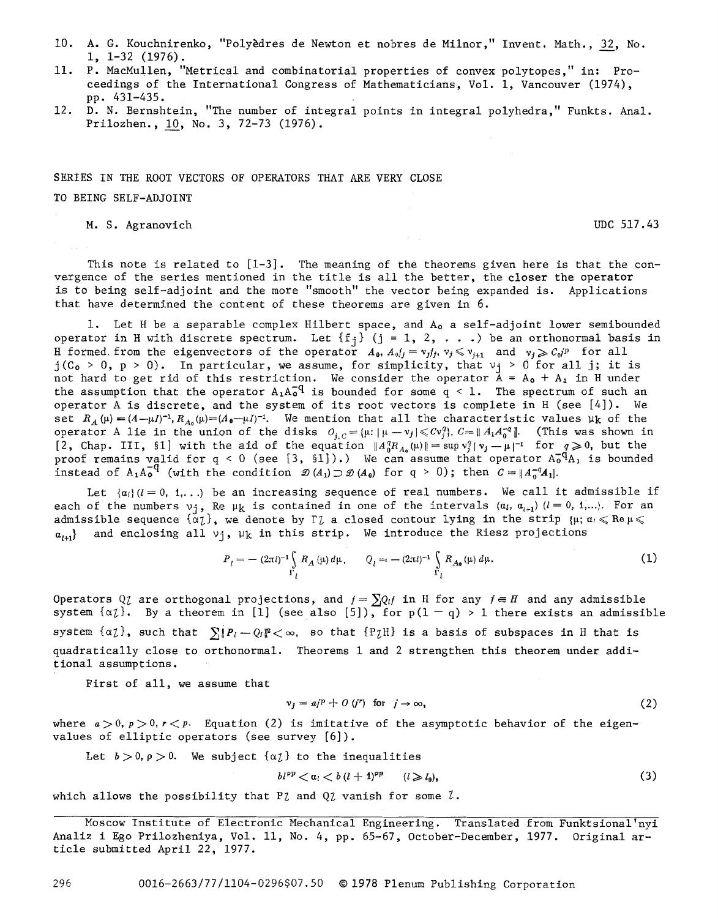10. A. G. Kouchnirenko, "Polyèdres de Newton et nobres de Milnor," Invent. Math., 32, No. 1, 1-32 (1976).
11. P. MacMullen, "Metrical and combinatorial properties of convex polytopes," in: Proceedings of the International Congress of Mathematicians, Vol. 1, Vancouver (1974), pp. 431-435.
12. D. N. Bernshtein, "The number of integral points in integral polyhedra," Funkts. Anal. Prilozhen., 10, No. 3, 72-73 (1976).

# SERIES IN THE ROOT VECTORS OF OPERATORS THAT ARE VERY CLOSE TO BEING SELF-ADJOINT

M. S. Agranovich

UDC 517.43

This note is related to [1-3]. The meaning of the theorems given here is that the convergence of the series mentioned in the title is all the better, the closer the operator is to being self-adjoint and the more "smooth" the vector being expanded is. Applications that have determined the content of these theorems are given in 6.

1. Let H be a separable complex Hilbert space, and $A_0$ a self-adjoint lower semibounded operator in H with discrete spectrum. Let $\{f_j\}$ $(j = 1, 2, \ldots)$ be an orthonormal basis in H formed from the eigenvectors of the operator $A_0$, $A_0f_j = \nu_jf_j$, $\nu_j \leqslant \nu_{j+1}$ and $\nu_j \geqslant C_0j^p$ for all $j$ $(C_0 > 0,\ p > 0)$. In particular, we assume, for simplicity, that $\nu_j > 0$ for all j; it is not hard to get rid of this restriction. We consider the operator $A = A_0 + A_1$ in H under the assumption that the operator $A_1A_0^{-q}$ is bounded for some $q < 1$. The spectrum of such an operator A is discrete, and the system of its root vectors is complete in H (see [4]). We set $R_A(\mu) = (A - \mu I)^{-1}$, $R_{A_0}(\mu) = (A_0 - \mu I)^{-1}$. We mention that all the characteristic values $\mu_k$ of the operator A lie in the union of the disks $O_{j,C} = \{\mu\colon |\mu - \nu_j| \leqslant C\nu_j^q\}$, $C = \|A_1A_0^{-q}\|$. (This was shown in [2, Chap. III, §1] with the aid of the equation $\|A_0^qR_{A_0}(\mu)\| = \sup \nu_j^q|\nu_j - \mu|^{-1}$ for $q \geqslant 0$, but the proof remains valid for $q < 0$ (see [3, §1]).) We can assume that operator $A_0^{-q}A_1$ is bounded instead of $A_1A_0^{-q}$ (with the condition $\mathscr{D}(A_1) \supset \mathscr{D}(A_0)$ for $q > 0$); then $C = \|A_0^{-q}A_1\|$.

Let $\{\alpha_l\}$ $(l = 0, 1, \ldots)$ be an increasing sequence of real numbers. We call it admissible if each of the numbers $\nu_j$, $\operatorname{Re}\mu_k$ is contained in one of the intervals $(\alpha_l, \alpha_{l+1})$ $(l = 0, 1, \ldots)$. For an admissible sequence $\{\alpha_l\}$, we denote by $\Gamma_l$ a closed contour lying in the strip $\{\mu;\ \alpha_l \leqslant \operatorname{Re}\mu \leqslant \alpha_{l+1}\}$ and enclosing all $\nu_j$, $\mu_k$ in this strip. We introduce the Riesz projections

$$P_l = -(2\pi i)^{-1}\int_{\Gamma_l} R_A(\mu)\,d\mu, \qquad Q_l = -(2\pi i)^{-1}\int_{\Gamma_l} R_{A_0}(\mu)\,d\mu. \tag{1}$$

Operators $Q_l$ are orthogonal projections, and $f = \sum Q_lf$ in H for any $f \in H$ and any admissible system $\{\alpha_l\}$. By a theorem in [1] (see also [5]), for $p(1 - q) > 1$ there exists an admissible system $\{\alpha_l\}$, such that $\sum\|P_l - Q_l\|^2 < \infty$, so that $\{P_lH\}$ is a basis of subspaces in H that is quadratically close to orthonormal. Theorems 1 and 2 strengthen this theorem under additional assumptions.

First of all, we assume that

$$\nu_j = aj^p + O(j^r) \quad \text{for} \quad j \to \infty, \tag{2}$$

where $a > 0$, $p > 0$, $r < p$. Equation (2) is imitative of the asymptotic behavior of the eigenvalues of elliptic operators (see survey [6]).

Let $b > 0$, $\rho > 0$. We subject $\{\alpha_l\}$ to the inequalities

$$bl^{\rho p} < \alpha_l < b(l+1)^{\rho p} \qquad (l \geqslant l_0), \tag{3}$$

which allows the possibility that $P_l$ and $Q_l$ vanish for some $l$.

Moscow Institute of Electronic Mechanical Engineering. Translated from Funktsional'nyi Analiz i Ego Prilozheniya, Vol. 11, No. 4, pp. 65-67, October-December, 1977. Original article submitted April 22, 1977.

0016-2663/77/1104-0296$07.50 © 1978 Plenum Publishing Corporation